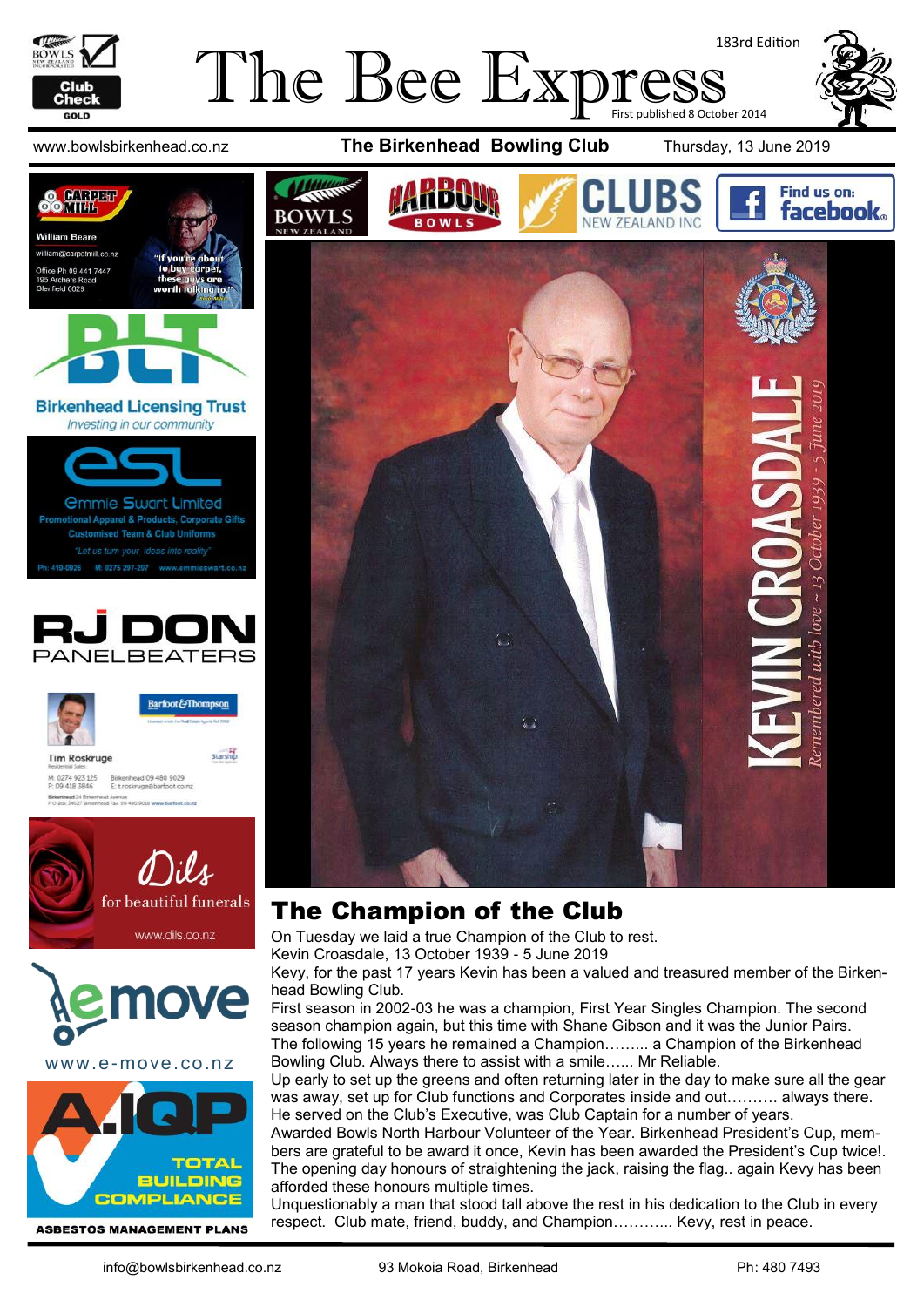# The Bee Express

183rd Edition

First published 8 October 2014

www.bowlsbirkenhead.co.nz **The Birkenhead Bowling Club** Thursday, 13 June 2019

KEVIN CROASDALE

*Remembered with love ~ 13 October 1939 - 5 June 2019*

## The Champion of the Club

On Tuesday we laid a true Champion of the Club to rest.

Kevin Croasdale, 13 October 1939 - 5 June 2019

Kevy, for the past 17 years Kevin has been a valued and treasured member of the Birkenhead Bowling Club.

First season in 2002-03 he was a champion, First Year Singles Champion. The second season champion again, but this time with Shane Gibson and it was the Junior Pairs.

The following 15 years he remained a Champion……... a Champion of the Birkenhead Bowling Club. Always there to assist with a smile…... Mr Reliable.

Up early to set up the greens and often returning later in the day to make sure all the gear was away, set up for Club functions and Corporates inside and out………. always there.

He served on the Club's Executive, was Club Captain for a number of years.

Awarded Bowls North Harbour Volunteer of the Year. Birkenhead President's Cup, members are grateful to be award it once, Kevin has been awarded the President's Cup twice!.

The opening day honours of straightening the jack, raising the flag.. again Kevy has been afforded these honours multiple times.

Unquestionably a man that stood tall above the rest in his dedication to the Club in every respect. Club mate, friend, buddy, and Champion……….. Kevy, rest in peace.

---

**Carpet Mill** — William Beare — william@carpetmill.co.nz — Office Ph 09 441 7447 — 195 Archers Road Glenfield 0629 — "If you're about to buy carpet, these guys are worth talking to"

**BLT** — Birkenhead Licensing Trust — *Investing in our community*

**esl** — Emmie Swart Limited — Promotional Apparel & Products, Corporate Gifts — Customised Team & Club Uniforms — *"Let us turn your ideas into reality"* — Ph: 419-0926 M: 0275 297-297 www.emmieswart.co.nz

**RJ DON PANELBEATERS**

**Barfoot & Thompson** — Tim Roskruge — Residential Sales — M: 0274 923 125 P: 09 418 3846 — Birkenhead 09 480 9029 E: t.roskruge@barfoot.co.nz

**Dils** for beautiful funerals — www.dils.co.nz

**emove** — www.e-move.co.nz

**A.IQP** — TOTAL BUILDING COMPLIANCE — ASBESTOS MANAGEMENT PLANS

info@bowlsbirkenhead.co.nz 93 Mokoia Road, Birkenhead Ph: 480 7493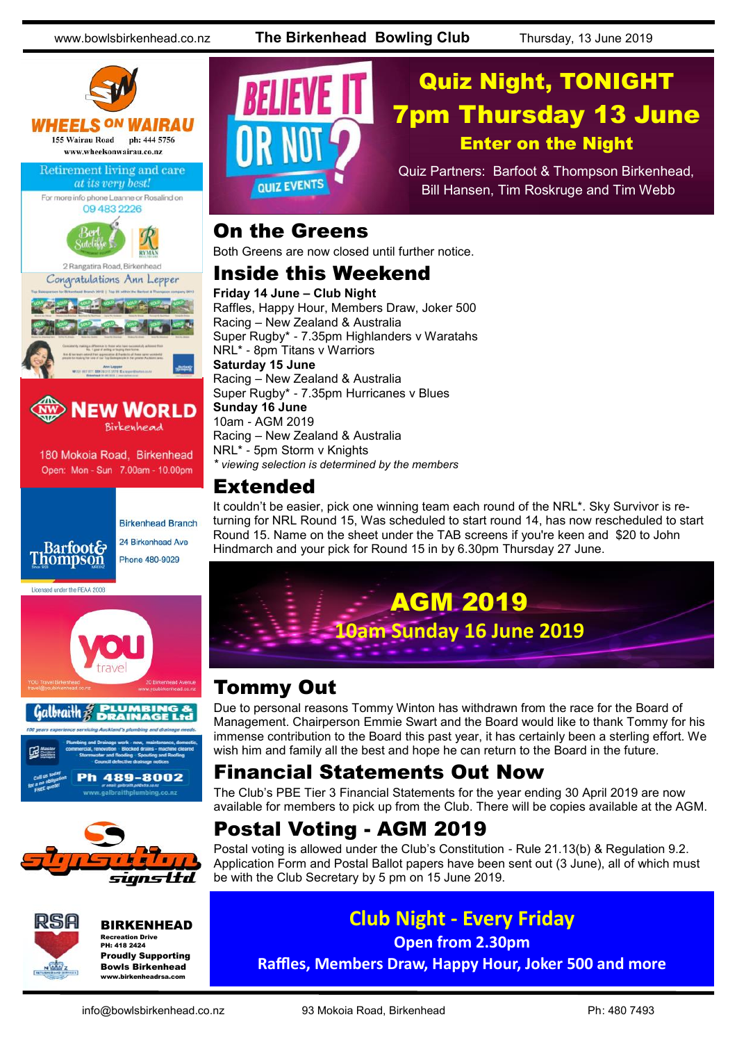# Quiz Night, TONIGHT

## 7pm Thursday 13 June

### Enter on the Night

Quiz Partners: Barfoot & Thompson Birkenhead, Bill Hansen, Tim Roskruge and Tim Webb

## On the Greens

Both Greens are now closed until further notice.

## Inside this Weekend

**Friday 14 June – Club Night**
Raffles, Happy Hour, Members Draw, Joker 500
Racing – New Zealand & Australia
Super Rugby* - 7.35pm Highlanders v Waratahs
NRL* - 8pm Titans v Warriors

**Saturday 15 June**
Racing – New Zealand & Australia
Super Rugby* - 7.35pm Hurricanes v Blues

**Sunday 16 June**
10am - AGM 2019
Racing – New Zealand & Australia
NRL* - 5pm Storm v Knights

*\* viewing selection is determined by the members*

## Extended

It couldn't be easier, pick one winning team each round of the NRL*. Sky Survivor is returning for NRL Round 15, Was scheduled to start round 14, has now rescheduled to start Round 15. Name on the sheet under the TAB screens if you're keen and $20 to John Hindmarch and your pick for Round 15 in by 6.30pm Thursday 27 June.

## AGM 2019

### 10am Sunday 16 June 2019

## Tommy Out

Due to personal reasons Tommy Winton has withdrawn from the race for the Board of Management. Chairperson Emmie Swart and the Board would like to thank Tommy for his immense contribution to the Board this past year, it has certainly been a sterling effort. We wish him and family all the best and hope he can return to the Board in the future.

## Financial Statements Out Now

The Club's PBE Tier 3 Financial Statements for the year ending 30 April 2019 are now available for members to pick up from the Club. There will be copies available at the AGM.

## Postal Voting - AGM 2019

Postal voting is allowed under the Club's Constitution - Rule 21.13(b) & Regulation 9.2. Application Form and Postal Ballot papers have been sent out (3 June), all of which must be with the Club Secretary by 5 pm on 15 June 2019.

## Club Night - Every Friday

**Open from 2.30pm**

**Raffles, Members Draw, Happy Hour, Joker 500 and more**

---

**WHEELS ON WAIRAU**
155 Wairau Road ph: 444 5756
www.wheelsonwairau.co.nz

Retirement living and care *at its very best!*
For more info phone Leanne or Rosalind on 09 483 2226
Bert Sutcliffe — Ryman
2 Rangatira Road, Birkenhead

Congratulations Ann Lepper

**NEW WORLD** Birkenhead
180 Mokoia Road, Birkenhead
Open: Mon - Sun 7.00am - 10.00pm

Barfoot & Thompson
Birkenhead Branch
24 Birkenhead Ave
Phone 480-9029
Licensed under the REAA 2008

you travel
YOU Travel Birkenhead — travel@youbirkenhead.co.nz
20 Birkenhead Avenue — www.youbirkenhead.co.nz

Galbraith PLUMBING & DRAINAGE Ltd
Ph 489-8002
www.galbraithplumbing.co.nz

signsation signs ltd

RSA **BIRKENHEAD**
Recreation Drive
PH: 418 2424
**Proudly Supporting Bowls Birkenhead**
www.birkenheadrsa.com